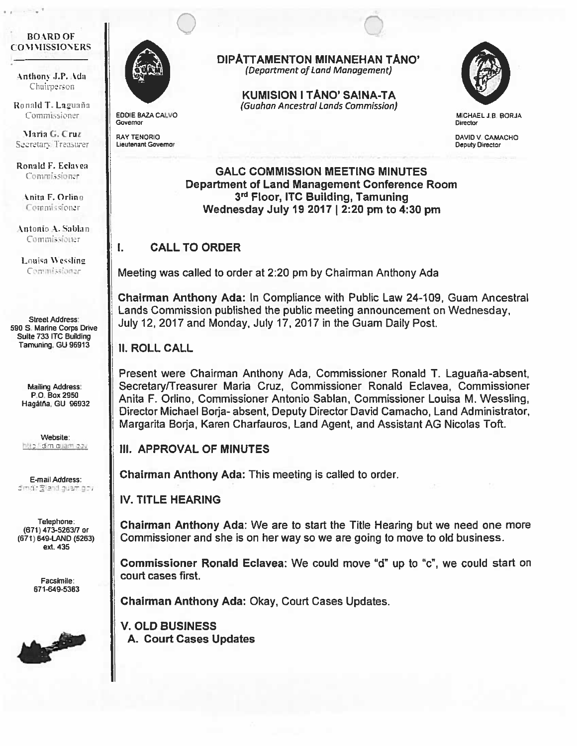**BOARD OF COMMISSIONERS**

Anthony J.P. Ada
Chairperson

Ronald T. Laguaña
Commissioner

Maria G. Cruz
Secretary/Treasurer

Ronald F. Eclavea
Commissioner

Anita F. Orlino
Commissioner

Antonio A. Sablan
Commissioner

Louisa Wessling
Commissioner

Street Address:
590 S. Marine Corps Drive
Suite 733 ITC Building
Tamuning, GU 96913

Mailing Address:
P.O. Box 2950
Hagåtña, GU 96932

Website:
http://dlm.guam.gov

E-mail Address:
dlmdir@land.guam.gov

Telephone:
(671) 473-5263/7 or
(671) 649-LAND (5263)
ext. 435

Facsimile:
671-649-5383

**DIPÅTTAMENTON MINANEHAN TÅNO'**
*(Department of Land Management)*

**KUMISION I TÅNO' SAINA-TA**
*(Guahan Ancestral Lands Commission)*

EDDIE BAZA CALVO
Governor

RAY TENORIO
Lieutenant Governor

MICHAEL J.B. BORJA
Director

DAVID V. CAMACHO
Deputy Director

## GALC COMMISSION MEETING MINUTES
### Department of Land Management Conference Room
### 3rd Floor, ITC Building, Tamuning
### Wednesday July 19 2017 | 2:20 pm to 4:30 pm

## I. CALL TO ORDER

Meeting was called to order at 2:20 pm by Chairman Anthony Ada

**Chairman Anthony Ada:** In Compliance with Public Law 24-109, Guam Ancestral Lands Commission published the public meeting announcement on Wednesday, July 12, 2017 and Monday, July 17, 2017 in the Guam Daily Post.

## II. ROLL CALL

Present were Chairman Anthony Ada, Commissioner Ronald T. Laguaña-absent, Secretary/Treasurer Maria Cruz, Commissioner Ronald Eclavea, Commissioner Anita F. Orlino, Commissioner Antonio Sablan, Commissioner Louisa M. Wessling, Director Michael Borja- absent, Deputy Director David Camacho, Land Administrator, Margarita Borja, Karen Charfauros, Land Agent, and Assistant AG Nicolas Toft.

## III. APPROVAL OF MINUTES

**Chairman Anthony Ada:** This meeting is called to order.

## IV. TITLE HEARING

**Chairman Anthony Ada:** We are to start the Title Hearing but we need one more Commissioner and she is on her way so we are going to move to old business.

**Commissioner Ronald Eclavea:** We could move "d" up to "c", we could start on court cases first.

**Chairman Anthony Ada:** Okay, Court Cases Updates.

## V. OLD BUSINESS

### A. Court Cases Updates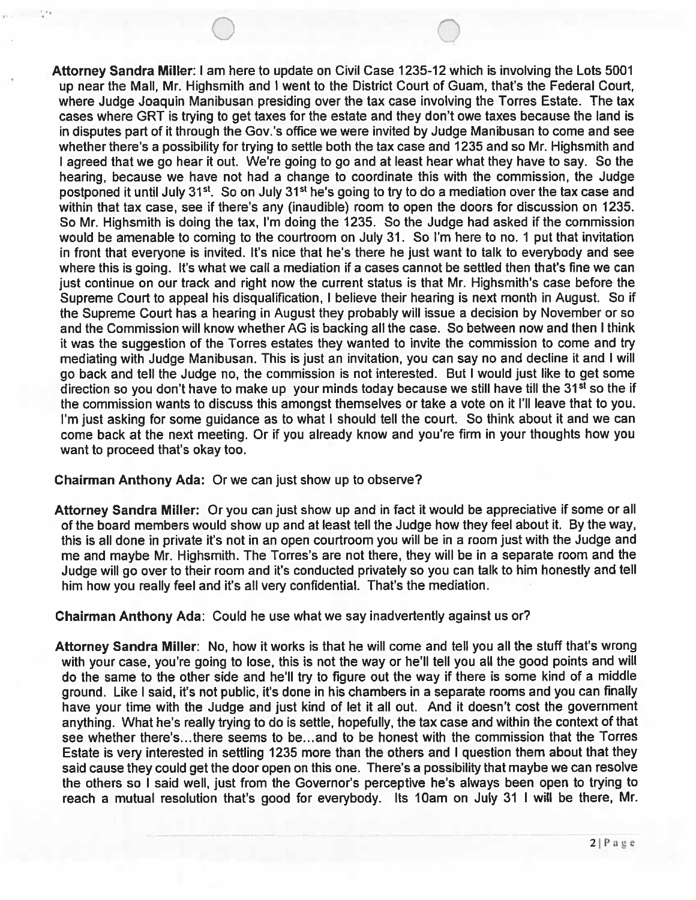**Attorney Sandra Miller**: I am here to update on Civil Case 1235-12 which is involving the Lots 5001 up near the Mall, Mr. Highsmith and I went to the District Court of Guam, that's the Federal Court, where Judge Joaquin Manibusan presiding over the tax case involving the Torres Estate. The tax cases where GRT is trying to get taxes for the estate and they don't owe taxes because the land is in disputes part of it through the Gov.'s office we were invited by Judge Manibusan to come and see whether there's a possibility for trying to settle both the tax case and 1235 and so Mr. Highsmith and I agreed that we go hear it out. We're going to go and at least hear what they have to say. So the hearing, because we have not had a change to coordinate this with the commission, the Judge postponed it until July 31st. So on July 31st he's going to try to do a mediation over the tax case and within that tax case, see if there's any (inaudible) room to open the doors for discussion on 1235. So Mr. Highsmith is doing the tax, I'm doing the 1235. So the Judge had asked if the commission would be amenable to coming to the courtroom on July 31. So I'm here to no. 1 put that invitation in front that everyone is invited. It's nice that he's there he just want to talk to everybody and see where this is going. It's what we call a mediation if a cases cannot be settled then that's fine we can just continue on our track and right now the current status is that Mr. Highsmith's case before the Supreme Court to appeal his disqualification, I believe their hearing is next month in August. So if the Supreme Court has a hearing in August they probably will issue a decision by November or so and the Commission will know whether AG is backing all the case. So between now and then I think it was the suggestion of the Torres estates they wanted to invite the commission to come and try mediating with Judge Manibusan. This is just an invitation, you can say no and decline it and I will go back and tell the Judge no, the commission is not interested. But I would just like to get some direction so you don't have to make up your minds today because we still have till the 31st so the if the commission wants to discuss this amongst themselves or take a vote on it I'll leave that to you. I'm just asking for some guidance as to what I should tell the court. So think about it and we can come back at the next meeting. Or if you already know and you're firm in your thoughts how you want to proceed that's okay too.

**Chairman Anthony Ada:** Or we can just show up to observe?

**Attorney Sandra Miller:** Or you can just show up and in fact it would be appreciative if some or all of the board members would show up and at least tell the Judge how they feel about it. By the way, this is all done in private it's not in an open courtroom you will be in a room just with the Judge and me and maybe Mr. Highsmith. The Torres's are not there, they will be in a separate room and the Judge will go over to their room and it's conducted privately so you can talk to him honestly and tell him how you really feel and it's all very confidential. That's the mediation.

**Chairman Anthony Ada**: Could he use what we say inadvertently against us or?

**Attorney Sandra Miller**: No, how it works is that he will come and tell you all the stuff that's wrong with your case, you're going to lose, this is not the way or he'll tell you all the good points and will do the same to the other side and he'll try to figure out the way if there is some kind of a middle ground. Like I said, it's not public, it's done in his chambers in a separate rooms and you can finally have your time with the Judge and just kind of let it all out. And it doesn't cost the government anything. What he's really trying to do is settle, hopefully, the tax case and within the context of that see whether there's...there seems to be...and to be honest with the commission that the Torres Estate is very interested in settling 1235 more than the others and I question them about that they said cause they could get the door open on this one. There's a possibility that maybe we can resolve the others so I said well, just from the Governor's perceptive he's always been open to trying to reach a mutual resolution that's good for everybody. Its 10am on July 31 I will be there, Mr.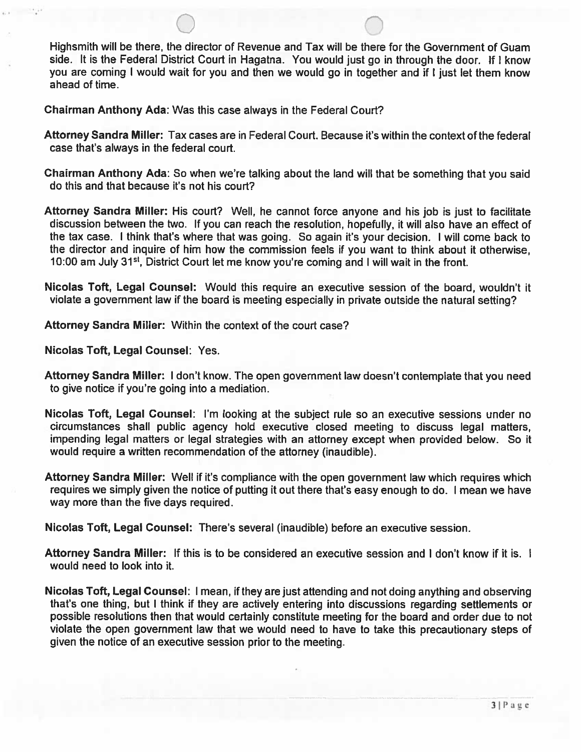Highsmith will be there, the director of Revenue and Tax will be there for the Government of Guam side. It is the Federal District Court in Hagatna. You would just go in through the door. If I know you are coming I would wait for you and then we would go in together and if I just let them know ahead of time.

**Chairman Anthony Ada**: Was this case always in the Federal Court?

**Attorney Sandra Miller:** Tax cases are in Federal Court. Because it's within the context of the federal case that's always in the federal court.

**Chairman Anthony Ada**: So when we're talking about the land will that be something that you said do this and that because it's not his court?

**Attorney Sandra Miller:** His court? Well, he cannot force anyone and his job is just to facilitate discussion between the two. If you can reach the resolution, hopefully, it will also have an effect of the tax case. I think that's where that was going. So again it's your decision. I will come back to the director and inquire of him how the commission feels if you want to think about it otherwise, 10:00 am July 31st, District Court let me know you're coming and I will wait in the front.

**Nicolas Toft, Legal Counsel:** Would this require an executive session of the board, wouldn't it violate a government law if the board is meeting especially in private outside the natural setting?

**Attorney Sandra Miller:** Within the context of the court case?

**Nicolas Toft, Legal Counsel**: Yes.

**Attorney Sandra Miller:** I don't know. The open government law doesn't contemplate that you need to give notice if you're going into a mediation.

**Nicolas Toft, Legal Counsel**: I'm looking at the subject rule so an executive sessions under no circumstances shall public agency hold executive closed meeting to discuss legal matters, impending legal matters or legal strategies with an attorney except when provided below. So it would require a written recommendation of the attorney (inaudible).

**Attorney Sandra Miller:** Well if it's compliance with the open government law which requires which requires we simply given the notice of putting it out there that's easy enough to do. I mean we have way more than the five days required.

**Nicolas Toft, Legal Counsel:** There's several (inaudible) before an executive session.

**Attorney Sandra Miller:** If this is to be considered an executive session and I don't know if it is. I would need to look into it.

**Nicolas Toft, Legal Counsel**: I mean, if they are just attending and not doing anything and observing that's one thing, but I think if they are actively entering into discussions regarding settlements or possible resolutions then that would certainly constitute meeting for the board and order due to not violate the open government law that we would need to have to take this precautionary steps of given the notice of an executive session prior to the meeting.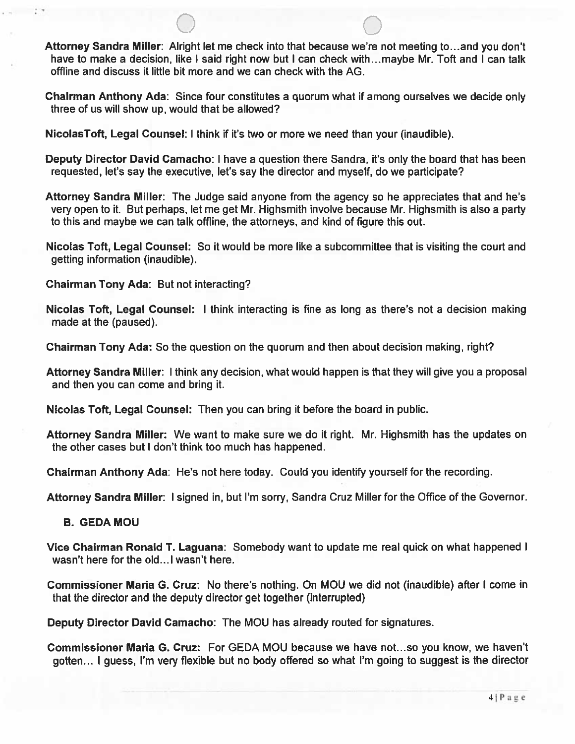**Attorney Sandra Miller**: Alright let me check into that because we're not meeting to…and you don't have to make a decision, like I said right now but I can check with…maybe Mr. Toft and I can talk offline and discuss it little bit more and we can check with the AG.

**Chairman Anthony Ada**: Since four constitutes a quorum what if among ourselves we decide only three of us will show up, would that be allowed?

**NicolasToft, Legal Counsel:** I think if it's two or more we need than your (inaudible).

**Deputy Director David Camacho**: I have a question there Sandra, it's only the board that has been requested, let's say the executive, let's say the director and myself, do we participate?

**Attorney Sandra Miller**: The Judge said anyone from the agency so he appreciates that and he's very open to it. But perhaps, let me get Mr. Highsmith involve because Mr. Highsmith is also a party to this and maybe we can talk offline, the attorneys, and kind of figure this out.

**Nicolas Toft, Legal Counsel:** So it would be more like a subcommittee that is visiting the court and getting information (inaudible).

**Chairman Tony Ada**: But not interacting?

**Nicolas Toft, Legal Counsel:** I think interacting is fine as long as there's not a decision making made at the (paused).

**Chairman Tony Ada:** So the question on the quorum and then about decision making, right?

**Attorney Sandra Miller**: I think any decision, what would happen is that they will give you a proposal and then you can come and bring it.

**Nicolas Toft, Legal Counsel:** Then you can bring it before the board in public.

**Attorney Sandra Miller:** We want to make sure we do it right. Mr. Highsmith has the updates on the other cases but I don't think too much has happened.

**Chairman Anthony Ada**: He's not here today. Could you identify yourself for the recording.

**Attorney Sandra Miller**: I signed in, but I'm sorry, Sandra Cruz Miller for the Office of the Governor.

**B. GEDA MOU**

**Vice Chairman Ronald T. Laguana**: Somebody want to update me real quick on what happened I wasn't here for the old…I wasn't here.

**Commissioner Maria G. Cruz**: No there's nothing. On MOU we did not (inaudible) after I come in that the director and the deputy director get together (interrupted)

**Deputy Director David Camacho**: The MOU has already routed for signatures.

**Commissioner Maria G. Cruz:** For GEDA MOU because we have not…so you know, we haven't gotten… I guess, I'm very flexible but no body offered so what I'm going to suggest is the director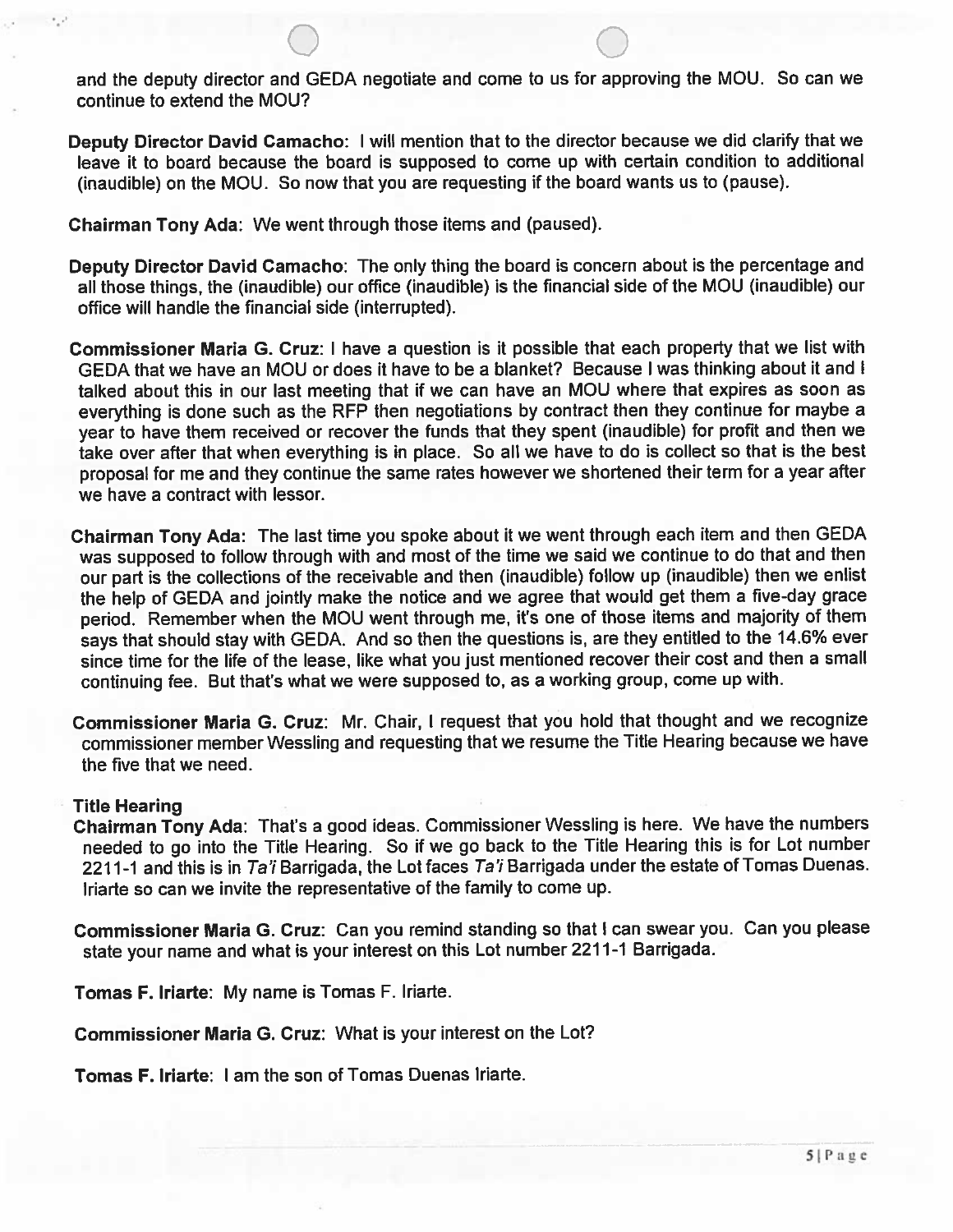and the deputy director and GEDA negotiate and come to us for approving the MOU. So can we continue to extend the MOU?

**Deputy Director David Camacho**: I will mention that to the director because we did clarify that we leave it to board because the board is supposed to come up with certain condition to additional (inaudible) on the MOU. So now that you are requesting if the board wants us to (pause).

**Chairman Tony Ada**: We went through those items and (paused).

**Deputy Director David Camacho**: The only thing the board is concern about is the percentage and all those things, the (inaudible) our office (inaudible) is the financial side of the MOU (inaudible) our office will handle the financial side (interrupted).

**Commissioner Maria G. Cruz**: I have a question is it possible that each property that we list with GEDA that we have an MOU or does it have to be a blanket? Because I was thinking about it and I talked about this in our last meeting that if we can have an MOU where that expires as soon as everything is done such as the RFP then negotiations by contract then they continue for maybe a year to have them received or recover the funds that they spent (inaudible) for profit and then we take over after that when everything is in place. So all we have to do is collect so that is the best proposal for me and they continue the same rates however we shortened their term for a year after we have a contract with lessor.

**Chairman Tony Ada**: The last time you spoke about it we went through each item and then GEDA was supposed to follow through with and most of the time we said we continue to do that and then our part is the collections of the receivable and then (inaudible) follow up (inaudible) then we enlist the help of GEDA and jointly make the notice and we agree that would get them a five-day grace period. Remember when the MOU went through me, it's one of those items and majority of them says that should stay with GEDA. And so then the questions is, are they entitled to the 14.6% ever since time for the life of the lease, like what you just mentioned recover their cost and then a small continuing fee. But that's what we were supposed to, as a working group, come up with.

**Commissioner Maria G. Cruz**: Mr. Chair, I request that you hold that thought and we recognize commissioner member Wessling and requesting that we resume the Title Hearing because we have the five that we need.

**Title Hearing**

**Chairman Tony Ada**: That's a good ideas. Commissioner Wessling is here. We have the numbers needed to go into the Title Hearing. So if we go back to the Title Hearing this is for Lot number 2211-1 and this is in *Ta'i* Barrigada, the Lot faces *Ta'i* Barrigada under the estate of Tomas Duenas. Iriarte so can we invite the representative of the family to come up.

**Commissioner Maria G. Cruz**: Can you remind standing so that I can swear you. Can you please state your name and what is your interest on this Lot number 2211-1 Barrigada.

**Tomas F. Iriarte**: My name is Tomas F. Iriarte.

**Commissioner Maria G. Cruz**: What is your interest on the Lot?

**Tomas F. Iriarte**: I am the son of Tomas Duenas Iriarte.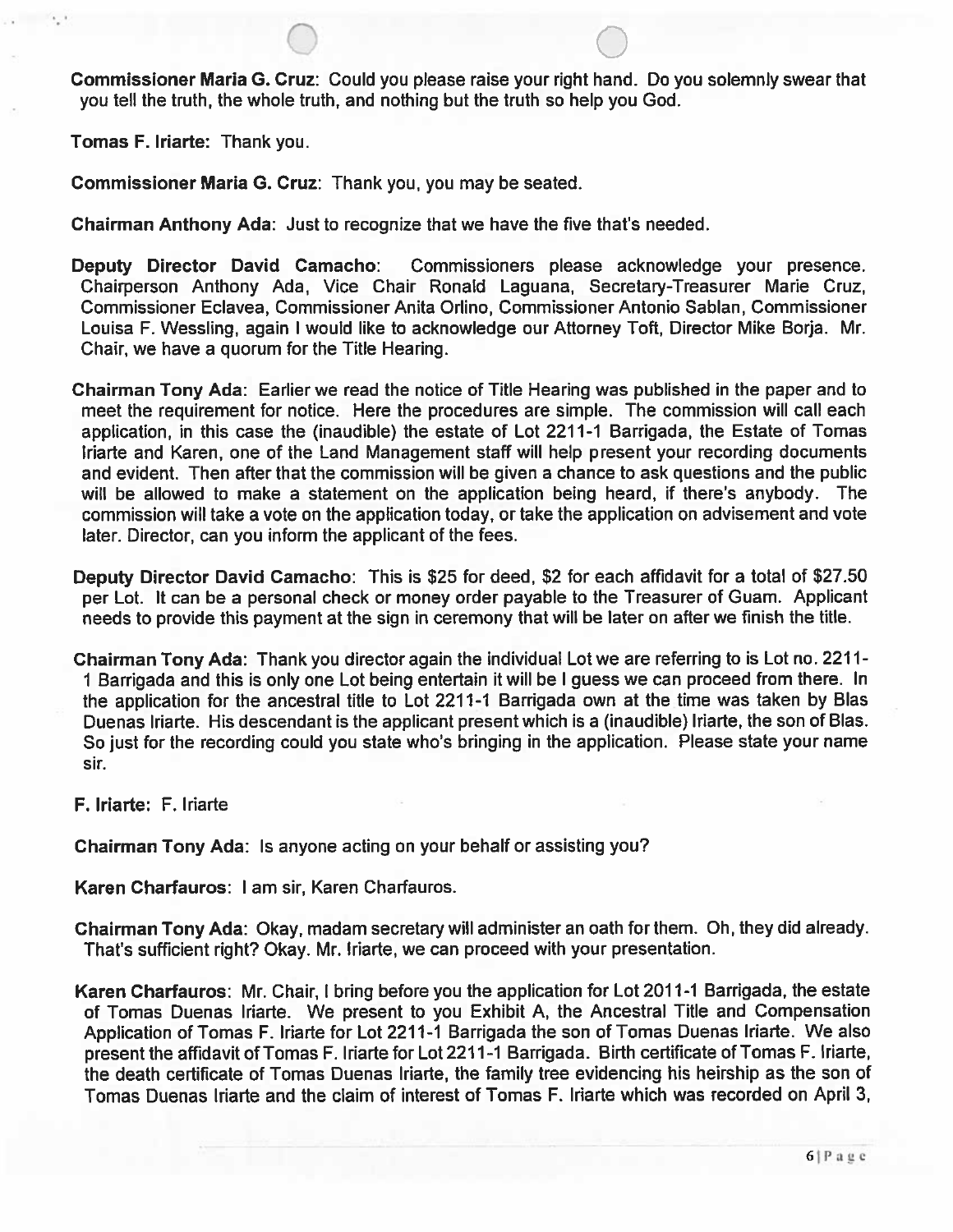**Commissioner Maria G. Cruz**: Could you please raise your right hand. Do you solemnly swear that you tell the truth, the whole truth, and nothing but the truth so help you God.

**Tomas F. Iriarte:** Thank you.

**Commissioner Maria G. Cruz**: Thank you, you may be seated.

**Chairman Anthony Ada:** Just to recognize that we have the five that's needed.

**Deputy Director David Camacho**: Commissioners please acknowledge your presence. Chairperson Anthony Ada, Vice Chair Ronald Laguana, Secretary-Treasurer Marie Cruz, Commissioner Eclavea, Commissioner Anita Orlino, Commissioner Antonio Sablan, Commissioner Louisa F. Wessling, again I would like to acknowledge our Attorney Toft, Director Mike Borja. Mr. Chair, we have a quorum for the Title Hearing.

**Chairman Tony Ada**: Earlier we read the notice of Title Hearing was published in the paper and to meet the requirement for notice. Here the procedures are simple. The commission will call each application, in this case the (inaudible) the estate of Lot 2211-1 Barrigada, the Estate of Tomas Iriarte and Karen, one of the Land Management staff will help present your recording documents and evident. Then after that the commission will be given a chance to ask questions and the public will be allowed to make a statement on the application being heard, if there's anybody. The commission will take a vote on the application today, or take the application on advisement and vote later. Director, can you inform the applicant of the fees.

**Deputy Director David Camacho**: This is $25 for deed, $2 for each affidavit for a total of $27.50 per Lot. It can be a personal check or money order payable to the Treasurer of Guam. Applicant needs to provide this payment at the sign in ceremony that will be later on after we finish the title.

**Chairman Tony Ada**: Thank you director again the individual Lot we are referring to is Lot no. 2211-1 Barrigada and this is only one Lot being entertain it will be I guess we can proceed from there. In the application for the ancestral title to Lot 2211-1 Barrigada own at the time was taken by Blas Duenas Iriarte. His descendant is the applicant present which is a (inaudible) Iriarte, the son of Blas. So just for the recording could you state who's bringing in the application. Please state your name sir.

**F. Iriarte:** F. Iriarte

**Chairman Tony Ada**: Is anyone acting on your behalf or assisting you?

**Karen Charfauros:** I am sir, Karen Charfauros.

**Chairman Tony Ada**: Okay, madam secretary will administer an oath for them. Oh, they did already. That's sufficient right? Okay. Mr. Iriarte, we can proceed with your presentation.

**Karen Charfauros**: Mr. Chair, I bring before you the application for Lot 2011-1 Barrigada, the estate of Tomas Duenas Iriarte. We present to you Exhibit A, the Ancestral Title and Compensation Application of Tomas F. Iriarte for Lot 2211-1 Barrigada the son of Tomas Duenas Iriarte. We also present the affidavit of Tomas F. Iriarte for Lot 2211-1 Barrigada. Birth certificate of Tomas F. Iriarte, the death certificate of Tomas Duenas Iriarte, the family tree evidencing his heirship as the son of Tomas Duenas Iriarte and the claim of interest of Tomas F. Iriarte which was recorded on April 3,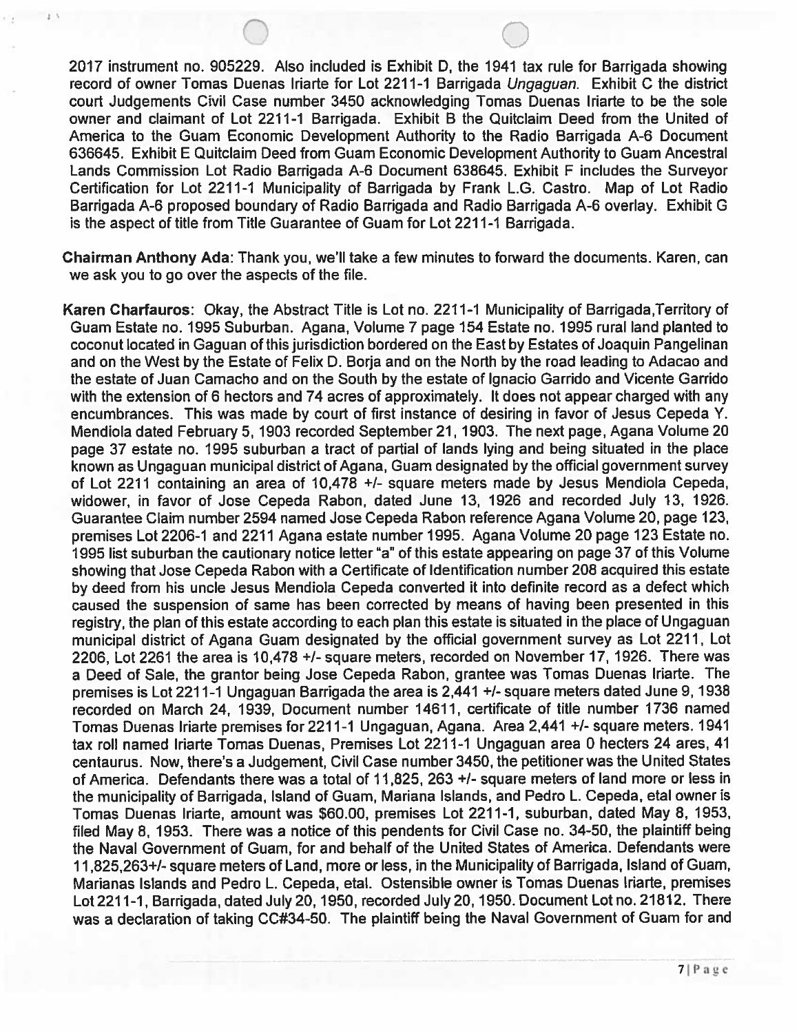2017 instrument no. 905229. Also included is Exhibit D, the 1941 tax rule for Barrigada showing record of owner Tomas Duenas Iriarte for Lot 2211-1 Barrigada *Ungaguan*. Exhibit C the district court Judgements Civil Case number 3450 acknowledging Tomas Duenas Iriarte to be the sole owner and claimant of Lot 2211-1 Barrigada. Exhibit B the Quitclaim Deed from the United of America to the Guam Economic Development Authority to the Radio Barrigada A-6 Document 636645. Exhibit E Quitclaim Deed from Guam Economic Development Authority to Guam Ancestral Lands Commission Lot Radio Barrigada A-6 Document 638645. Exhibit F includes the Surveyor Certification for Lot 2211-1 Municipality of Barrigada by Frank L.G. Castro. Map of Lot Radio Barrigada A-6 proposed boundary of Radio Barrigada and Radio Barrigada A-6 overlay. Exhibit G is the aspect of title from Title Guarantee of Guam for Lot 2211-1 Barrigada.

**Chairman Anthony Ada**: Thank you, we'll take a few minutes to forward the documents. Karen, can we ask you to go over the aspects of the file.

**Karen Charfauros**: Okay, the Abstract Title is Lot no. 2211-1 Municipality of Barrigada,Territory of Guam Estate no. 1995 Suburban. Agana, Volume 7 page 154 Estate no. 1995 rural land planted to coconut located in Gaguan of this jurisdiction bordered on the East by Estates of Joaquin Pangelinan and on the West by the Estate of Felix D. Borja and on the North by the road leading to Adacao and the estate of Juan Camacho and on the South by the estate of Ignacio Garrido and Vicente Garrido with the extension of 6 hectors and 74 acres of approximately. It does not appear charged with any encumbrances. This was made by court of first instance of desiring in favor of Jesus Cepeda Y. Mendiola dated February 5, 1903 recorded September 21, 1903. The next page, Agana Volume 20 page 37 estate no. 1995 suburban a tract of partial of lands lying and being situated in the place known as Ungaguan municipal district of Agana, Guam designated by the official government survey of Lot 2211 containing an area of 10,478 +/- square meters made by Jesus Mendiola Cepeda, widower, in favor of Jose Cepeda Rabon, dated June 13, 1926 and recorded July 13, 1926. Guarantee Claim number 2594 named Jose Cepeda Rabon reference Agana Volume 20, page 123, premises Lot 2206-1 and 2211 Agana estate number 1995. Agana Volume 20 page 123 Estate no. 1995 list suburban the cautionary notice letter "a" of this estate appearing on page 37 of this Volume showing that Jose Cepeda Rabon with a Certificate of Identification number 208 acquired this estate by deed from his uncle Jesus Mendiola Cepeda converted it into definite record as a defect which caused the suspension of same has been corrected by means of having been presented in this registry, the plan of this estate according to each plan this estate is situated in the place of Ungaguan municipal district of Agana Guam designated by the official government survey as Lot 2211, Lot 2206, Lot 2261 the area is 10,478 +/- square meters, recorded on November 17, 1926. There was a Deed of Sale, the grantor being Jose Cepeda Rabon, grantee was Tomas Duenas Iriarte. The premises is Lot 2211-1 Ungaguan Barrigada the area is 2,441 +/- square meters dated June 9, 1938 recorded on March 24, 1939, Document number 14611, certificate of title number 1736 named Tomas Duenas Iriarte premises for 2211-1 Ungaguan, Agana. Area 2,441 +/- square meters. 1941 tax roll named Iriarte Tomas Duenas, Premises Lot 2211-1 Ungaguan area 0 hecters 24 ares, 41 centaurus. Now, there's a Judgement, Civil Case number 3450, the petitioner was the United States of America. Defendants there was a total of 11,825, 263 +/- square meters of land more or less in the municipality of Barrigada, Island of Guam, Mariana Islands, and Pedro L. Cepeda, etal owner is Tomas Duenas Iriarte, amount was $60.00, premises Lot 2211-1, suburban, dated May 8, 1953, filed May 8, 1953. There was a notice of this pendents for Civil Case no. 34-50, the plaintiff being the Naval Government of Guam, for and behalf of the United States of America. Defendants were 11,825,263+/- square meters of Land, more or less, in the Municipality of Barrigada, Island of Guam, Marianas Islands and Pedro L. Cepeda, etal. Ostensible owner is Tomas Duenas Iriarte, premises Lot 2211-1, Barrigada, dated July 20, 1950, recorded July 20, 1950. Document Lot no. 21812. There was a declaration of taking CC#34-50. The plaintiff being the Naval Government of Guam for and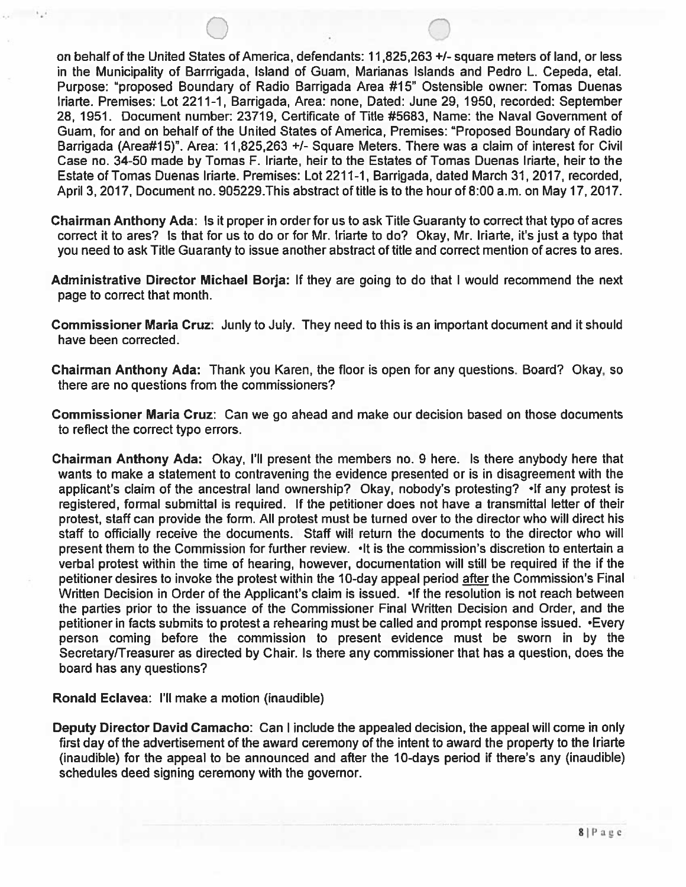on behalf of the United States of America, defendants: 11,825,263 +/- square meters of land, or less in the Municipality of Barrrigada, Island of Guam, Marianas Islands and Pedro L. Cepeda, etal. Purpose: "proposed Boundary of Radio Barrigada Area #15" Ostensible owner: Tomas Duenas Iriarte. Premises: Lot 2211-1, Barrigada, Area: none, Dated: June 29, 1950, recorded: September 28, 1951. Document number: 23719, Certificate of Title #5683, Name: the Naval Government of Guam, for and on behalf of the United States of America, Premises: "Proposed Boundary of Radio Barrigada (Area#15)". Area: 11,825,263 +/- Square Meters. There was a claim of interest for Civil Case no. 34-50 made by Tomas F. Iriarte, heir to the Estates of Tomas Duenas Iriarte, heir to the Estate of Tomas Duenas Iriarte. Premises: Lot 2211-1, Barrigada, dated March 31, 2017, recorded, April 3, 2017, Document no. 905229.This abstract of title is to the hour of 8:00 a.m. on May 17, 2017.

**Chairman Anthony Ada**: Is it proper in order for us to ask Title Guaranty to correct that typo of acres correct it to ares? Is that for us to do or for Mr. Iriarte to do? Okay, Mr. Iriarte, it's just a typo that you need to ask Title Guaranty to issue another abstract of title and correct mention of acres to ares.

**Administrative Director Michael Borja:** If they are going to do that I would recommend the next page to correct that month.

**Commissioner Maria Cruz**: Junly to July. They need to this is an important document and it should have been corrected.

**Chairman Anthony Ada:** Thank you Karen, the floor is open for any questions. Board? Okay, so there are no questions from the commissioners?

**Commissioner Maria Cruz**: Can we go ahead and make our decision based on those documents to reflect the correct typo errors.

**Chairman Anthony Ada:** Okay, I'll present the members no. 9 here. Is there anybody here that wants to make a statement to contravening the evidence presented or is in disagreement with the applicant's claim of the ancestral land ownership? Okay, nobody's protesting? •If any protest is registered, formal submittal is required. If the petitioner does not have a transmittal letter of their protest, staff can provide the form. All protest must be turned over to the director who will direct his staff to officially receive the documents. Staff will return the documents to the director who will present them to the Commission for further review. •It is the commission's discretion to entertain a verbal protest within the time of hearing, however, documentation will still be required if the if the petitioner desires to invoke the protest within the 10-day appeal period after the Commission's Final Written Decision in Order of the Applicant's claim is issued. •If the resolution is not reach between the parties prior to the issuance of the Commissioner Final Written Decision and Order, and the petitioner in facts submits to protest a rehearing must be called and prompt response issued. •Every person coming before the commission to present evidence must be sworn in by the Secretary/Treasurer as directed by Chair. Is there any commissioner that has a question, does the board has any questions?

**Ronald Eclavea**: I'll make a motion (inaudible)

**Deputy Director David Camacho**: Can I include the appealed decision, the appeal will come in only first day of the advertisement of the award ceremony of the intent to award the property to the Iriarte (inaudible) for the appeal to be announced and after the 10-days period if there's any (inaudible) schedules deed signing ceremony with the governor.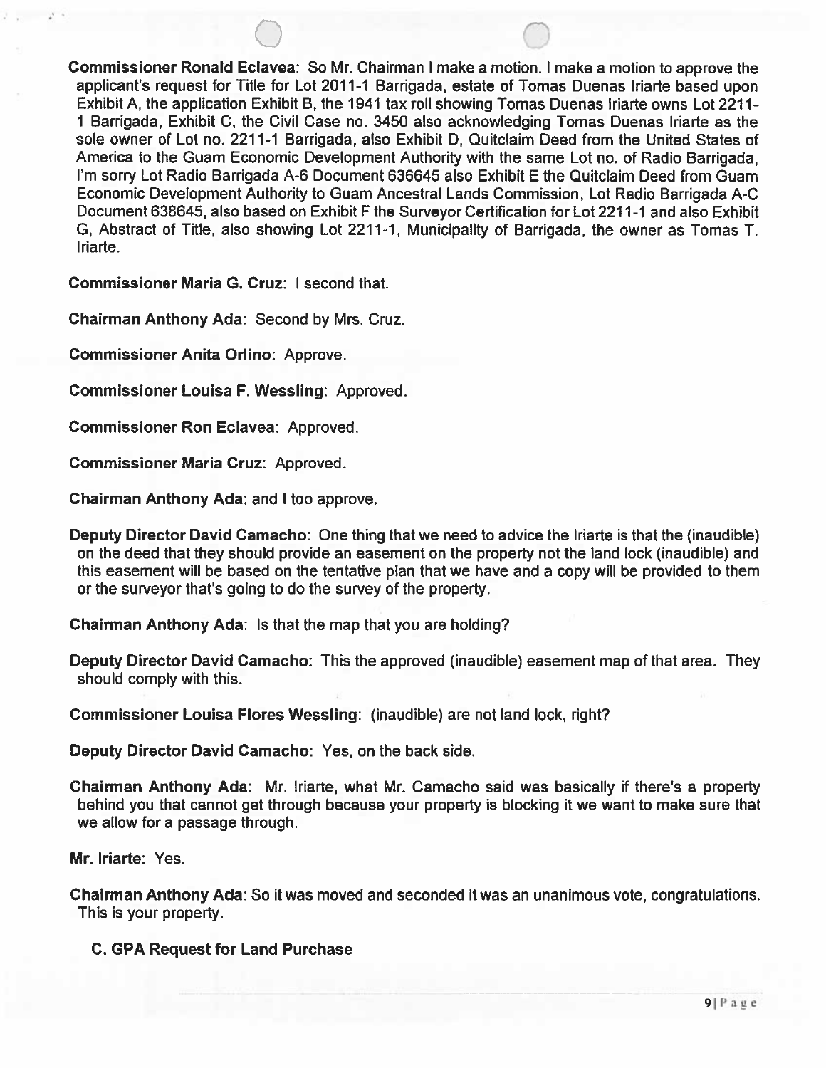**Commissioner Ronald Eclavea**: So Mr. Chairman I make a motion. I make a motion to approve the applicant's request for Title for Lot 2011-1 Barrigada, estate of Tomas Duenas Iriarte based upon Exhibit A, the application Exhibit B, the 1941 tax roll showing Tomas Duenas Iriarte owns Lot 2211-1 Barrigada, Exhibit C, the Civil Case no. 3450 also acknowledging Tomas Duenas Iriarte as the sole owner of Lot no. 2211-1 Barrigada, also Exhibit D, Quitclaim Deed from the United States of America to the Guam Economic Development Authority with the same Lot no. of Radio Barrigada, I'm sorry Lot Radio Barrigada A-6 Document 636645 also Exhibit E the Quitclaim Deed from Guam Economic Development Authority to Guam Ancestral Lands Commission, Lot Radio Barrigada A-C Document 638645, also based on Exhibit F the Surveyor Certification for Lot 2211-1 and also Exhibit G, Abstract of Title, also showing Lot 2211-1, Municipality of Barrigada, the owner as Tomas T. Iriarte.

**Commissioner Maria G. Cruz**: I second that.

**Chairman Anthony Ada**: Second by Mrs. Cruz.

**Commissioner Anita Orlino**: Approve.

**Commissioner Louisa F. Wessling**: Approved.

**Commissioner Ron Eclavea**: Approved.

**Commissioner Maria Cruz**: Approved.

**Chairman Anthony Ada**: and I too approve.

**Deputy Director David Camacho**: One thing that we need to advice the Iriarte is that the (inaudible) on the deed that they should provide an easement on the property not the land lock (inaudible) and this easement will be based on the tentative plan that we have and a copy will be provided to them or the surveyor that's going to do the survey of the property.

**Chairman Anthony Ada**: Is that the map that you are holding?

**Deputy Director David Camacho**: This the approved (inaudible) easement map of that area. They should comply with this.

**Commissioner Louisa Flores Wessling**: (inaudible) are not land lock, right?

**Deputy Director David Camacho**: Yes, on the back side.

**Chairman Anthony Ada**: Mr. Iriarte, what Mr. Camacho said was basically if there's a property behind you that cannot get through because your property is blocking it we want to make sure that we allow for a passage through.

**Mr. Iriarte**: Yes.

**Chairman Anthony Ada**: So it was moved and seconded it was an unanimous vote, congratulations. This is your property.

### C. GPA Request for Land Purchase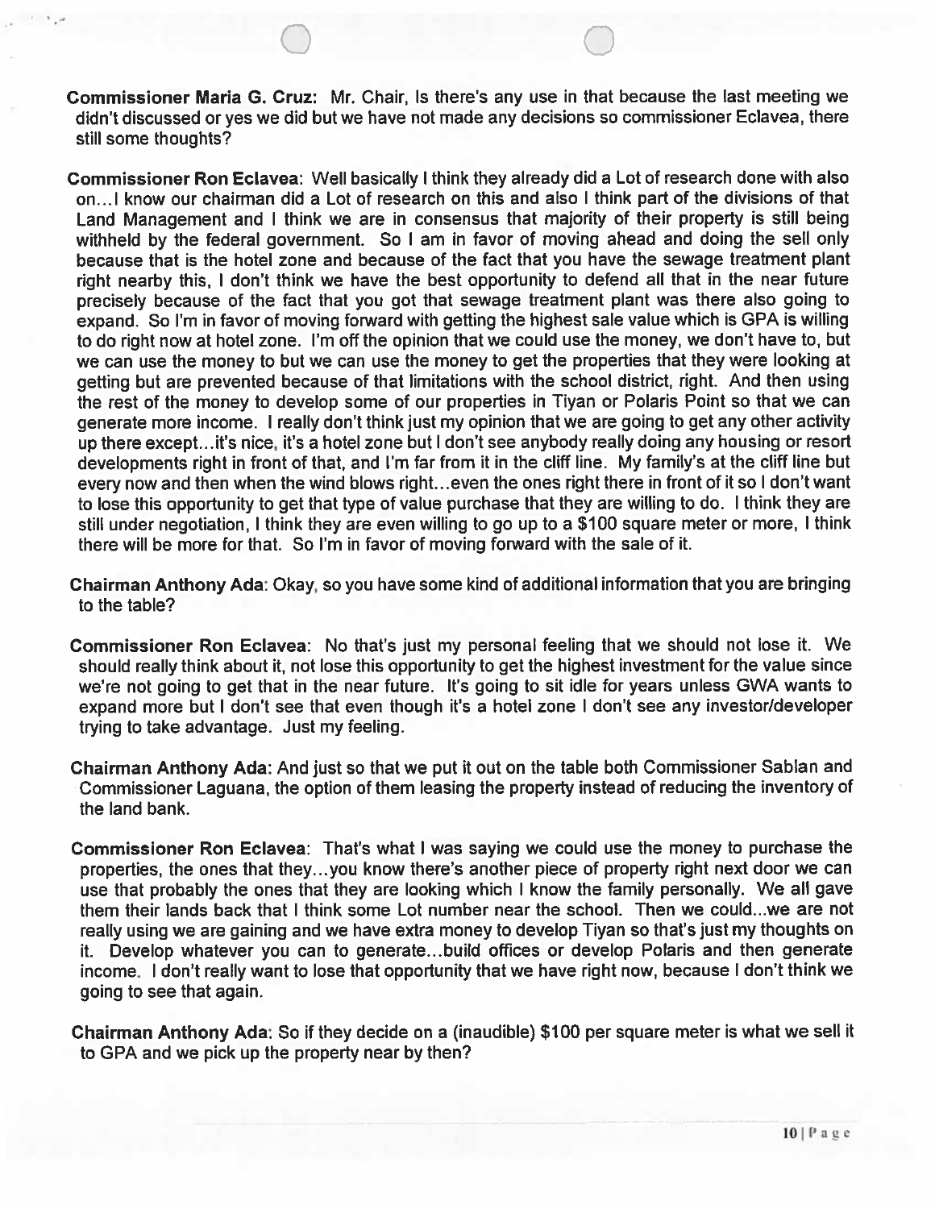**Commissioner Maria G. Cruz**: Mr. Chair, Is there's any use in that because the last meeting we didn't discussed or yes we did but we have not made any decisions so commissioner Eclavea, there still some thoughts?

**Commissioner Ron Eclavea**: Well basically I think they already did a Lot of research done with also on…I know our chairman did a Lot of research on this and also I think part of the divisions of that Land Management and I think we are in consensus that majority of their property is still being withheld by the federal government. So I am in favor of moving ahead and doing the sell only because that is the hotel zone and because of the fact that you have the sewage treatment plant right nearby this, I don't think we have the best opportunity to defend all that in the near future precisely because of the fact that you got that sewage treatment plant was there also going to expand. So I'm in favor of moving forward with getting the highest sale value which is GPA is willing to do right now at hotel zone. I'm off the opinion that we could use the money, we don't have to, but we can use the money to but we can use the money to get the properties that they were looking at getting but are prevented because of that limitations with the school district, right. And then using the rest of the money to develop some of our properties in Tiyan or Polaris Point so that we can generate more income. I really don't think just my opinion that we are going to get any other activity up there except…it's nice, it's a hotel zone but I don't see anybody really doing any housing or resort developments right in front of that, and I'm far from it in the cliff line. My family's at the cliff line but every now and then when the wind blows right…even the ones right there in front of it so I don't want to lose this opportunity to get that type of value purchase that they are willing to do. I think they are still under negotiation, I think they are even willing to go up to a $100 square meter or more, I think there will be more for that. So I'm in favor of moving forward with the sale of it.

**Chairman Anthony Ada**: Okay, so you have some kind of additional information that you are bringing to the table?

**Commissioner Ron Eclavea**: No that's just my personal feeling that we should not lose it. We should really think about it, not lose this opportunity to get the highest investment for the value since we're not going to get that in the near future. It's going to sit idle for years unless GWA wants to expand more but I don't see that even though it's a hotel zone I don't see any investor/developer trying to take advantage. Just my feeling.

**Chairman Anthony Ada**: And just so that we put it out on the table both Commissioner Sablan and Commissioner Laguana, the option of them leasing the property instead of reducing the inventory of the land bank.

**Commissioner Ron Eclavea**: That's what I was saying we could use the money to purchase the properties, the ones that they…you know there's another piece of property right next door we can use that probably the ones that they are looking which I know the family personally. We all gave them their lands back that I think some Lot number near the school. Then we could...we are not really using we are gaining and we have extra money to develop Tiyan so that's just my thoughts on it. Develop whatever you can to generate…build offices or develop Polaris and then generate income. I don't really want to lose that opportunity that we have right now, because I don't think we going to see that again.

**Chairman Anthony Ada**: So if they decide on a (inaudible) $100 per square meter is what we sell it to GPA and we pick up the property near by then?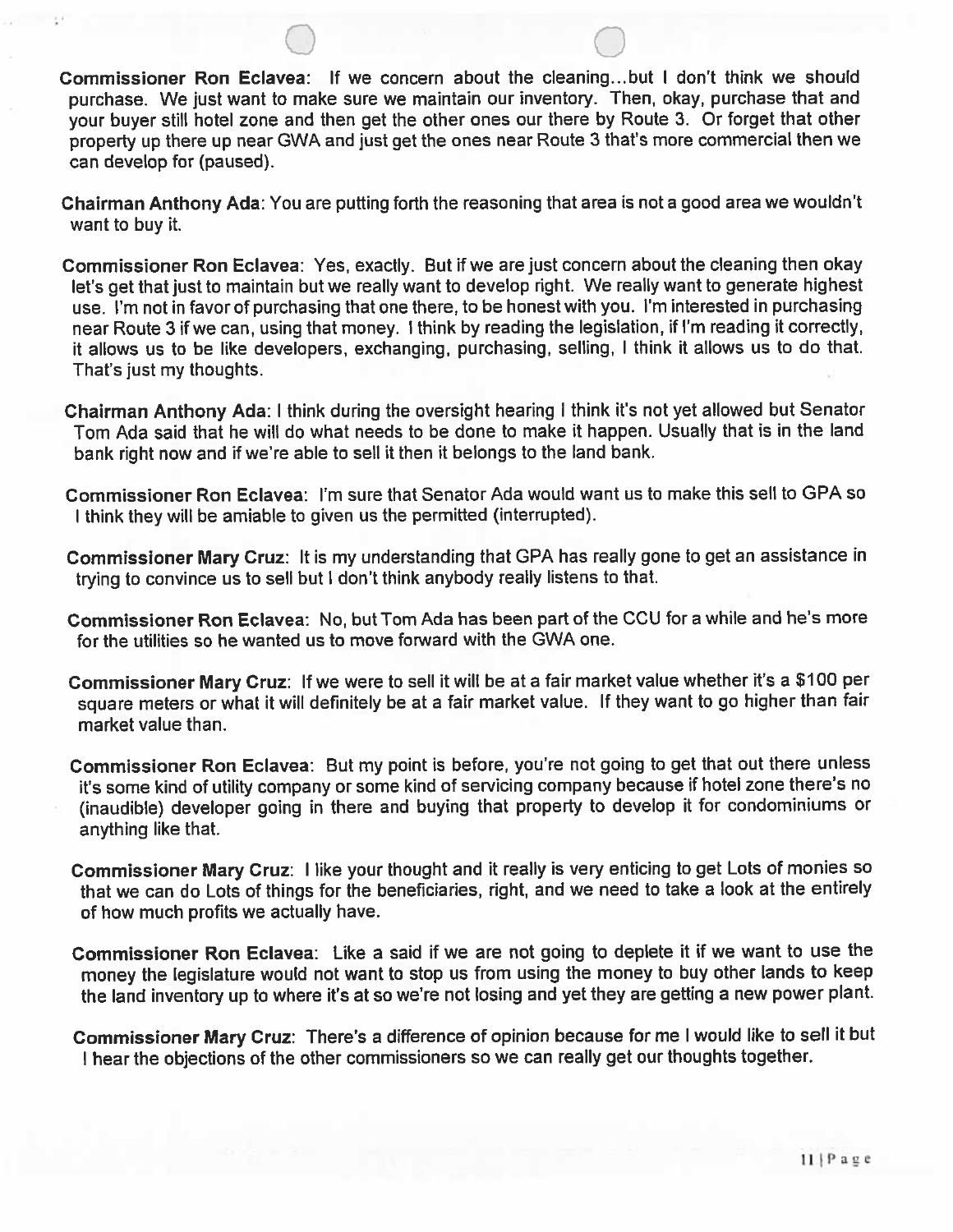**Commissioner Ron Eclavea**: If we concern about the cleaning...but I don't think we should purchase. We just want to make sure we maintain our inventory. Then, okay, purchase that and your buyer still hotel zone and then get the other ones our there by Route 3. Or forget that other property up there up near GWA and just get the ones near Route 3 that's more commercial then we can develop for (paused).

**Chairman Anthony Ada**: You are putting forth the reasoning that area is not a good area we wouldn't want to buy it.

**Commissioner Ron Eclavea**: Yes, exactly. But if we are just concern about the cleaning then okay let's get that just to maintain but we really want to develop right. We really want to generate highest use. I'm not in favor of purchasing that one there, to be honest with you. I'm interested in purchasing near Route 3 if we can, using that money. I think by reading the legislation, if I'm reading it correctly, it allows us to be like developers, exchanging, purchasing, selling, I think it allows us to do that. That's just my thoughts.

**Chairman Anthony Ada**: I think during the oversight hearing I think it's not yet allowed but Senator Tom Ada said that he will do what needs to be done to make it happen. Usually that is in the land bank right now and if we're able to sell it then it belongs to the land bank.

**Commissioner Ron Eclavea**: I'm sure that Senator Ada would want us to make this sell to GPA so I think they will be amiable to given us the permitted (interrupted).

**Commissioner Mary Cruz**: It is my understanding that GPA has really gone to get an assistance in trying to convince us to sell but I don't think anybody really listens to that.

**Commissioner Ron Eclavea**: No, but Tom Ada has been part of the CCU for a while and he's more for the utilities so he wanted us to move forward with the GWA one.

**Commissioner Mary Cruz**: If we were to sell it will be at a fair market value whether it's a $100 per square meters or what it will definitely be at a fair market value. If they want to go higher than fair market value than.

**Commissioner Ron Eclavea**: But my point is before, you're not going to get that out there unless it's some kind of utility company or some kind of servicing company because if hotel zone there's no (inaudible) developer going in there and buying that property to develop it for condominiums or anything like that.

**Commissioner Mary Cruz**: I like your thought and it really is very enticing to get Lots of monies so that we can do Lots of things for the beneficiaries, right, and we need to take a look at the entirely of how much profits we actually have.

**Commissioner Ron Eclavea**: Like a said if we are not going to deplete it if we want to use the money the legislature would not want to stop us from using the money to buy other lands to keep the land inventory up to where it's at so we're not losing and yet they are getting a new power plant.

**Commissioner Mary Cruz**: There's a difference of opinion because for me I would like to sell it but I hear the objections of the other commissioners so we can really get our thoughts together.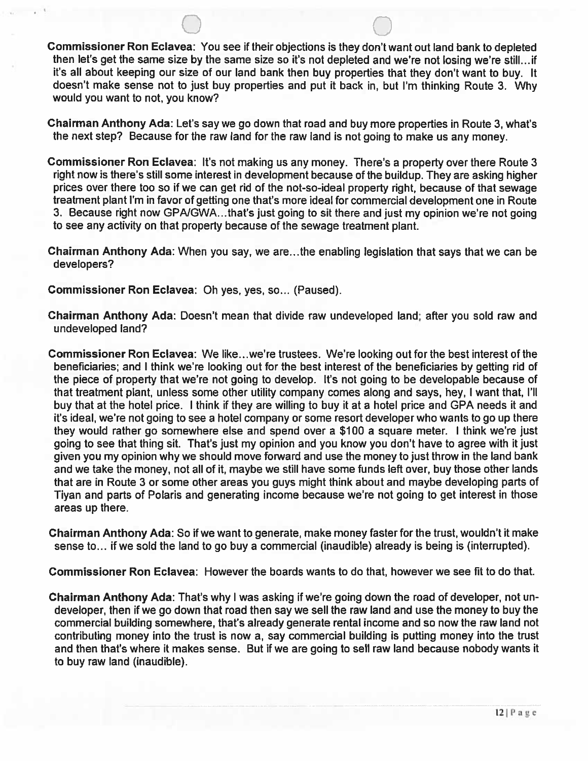**Commissioner Ron Eclavea**: You see if their objections is they don't want out land bank to depleted then let's get the same size by the same size so it's not depleted and we're not losing we're still…if it's all about keeping our size of our land bank then buy properties that they don't want to buy. It doesn't make sense not to just buy properties and put it back in, but I'm thinking Route 3. Why would you want to not, you know?

**Chairman Anthony Ada**: Let's say we go down that road and buy more properties in Route 3, what's the next step? Because for the raw land for the raw land is not going to make us any money.

**Commissioner Ron Eclavea**: It's not making us any money. There's a property over there Route 3 right now is there's still some interest in development because of the buildup. They are asking higher prices over there too so if we can get rid of the not-so-ideal property right, because of that sewage treatment plant I'm in favor of getting one that's more ideal for commercial development one in Route 3. Because right now GPA/GWA…that's just going to sit there and just my opinion we're not going to see any activity on that property because of the sewage treatment plant.

**Chairman Anthony Ada**: When you say, we are…the enabling legislation that says that we can be developers?

**Commissioner Ron Eclavea**: Oh yes, yes, so… (Paused).

**Chairman Anthony Ada**: Doesn't mean that divide raw undeveloped land; after you sold raw and undeveloped land?

**Commissioner Ron Eclavea**: We like…we're trustees. We're looking out for the best interest of the beneficiaries; and I think we're looking out for the best interest of the beneficiaries by getting rid of the piece of property that we're not going to develop. It's not going to be developable because of that treatment plant, unless some other utility company comes along and says, hey, I want that, I'll buy that at the hotel price. I think if they are willing to buy it at a hotel price and GPA needs it and it's ideal, we're not going to see a hotel company or some resort developer who wants to go up there they would rather go somewhere else and spend over a $100 a square meter. I think we're just going to see that thing sit. That's just my opinion and you know you don't have to agree with it just given you my opinion why we should move forward and use the money to just throw in the land bank and we take the money, not all of it, maybe we still have some funds left over, buy those other lands that are in Route 3 or some other areas you guys might think about and maybe developing parts of Tiyan and parts of Polaris and generating income because we're not going to get interest in those areas up there.

**Chairman Anthony Ada**: So if we want to generate, make money faster for the trust, wouldn't it make sense to… if we sold the land to go buy a commercial (inaudible) already is being is (interrupted).

**Commissioner Ron Eclavea**: However the boards wants to do that, however we see fit to do that.

**Chairman Anthony Ada**: That's why I was asking if we're going down the road of developer, not un-developer, then if we go down that road then say we sell the raw land and use the money to buy the commercial building somewhere, that's already generate rental income and so now the raw land not contributing money into the trust is now a, say commercial building is putting money into the trust and then that's where it makes sense. But if we are going to sell raw land because nobody wants it to buy raw land (inaudible).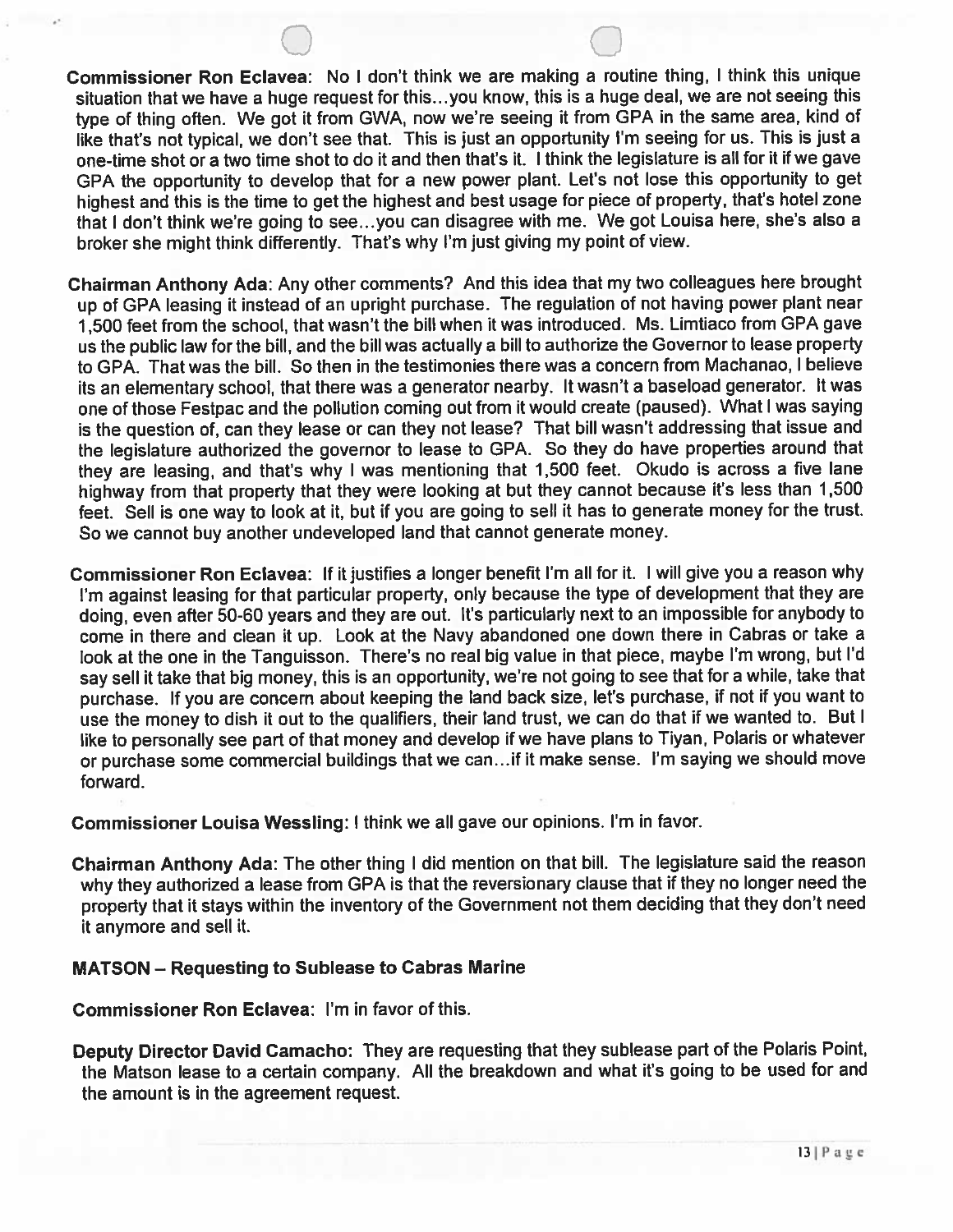**Commissioner Ron Eclavea**: No I don't think we are making a routine thing, I think this unique situation that we have a huge request for this...you know, this is a huge deal, we are not seeing this type of thing often. We got it from GWA, now we're seeing it from GPA in the same area, kind of like that's not typical, we don't see that. This is just an opportunity I'm seeing for us. This is just a one-time shot or a two time shot to do it and then that's it. I think the legislature is all for it if we gave GPA the opportunity to develop that for a new power plant. Let's not lose this opportunity to get highest and this is the time to get the highest and best usage for piece of property, that's hotel zone that I don't think we're going to see...you can disagree with me. We got Louisa here, she's also a broker she might think differently. That's why I'm just giving my point of view.

**Chairman Anthony Ada**: Any other comments? And this idea that my two colleagues here brought up of GPA leasing it instead of an upright purchase. The regulation of not having power plant near 1,500 feet from the school, that wasn't the bill when it was introduced. Ms. Limtiaco from GPA gave us the public law for the bill, and the bill was actually a bill to authorize the Governor to lease property to GPA. That was the bill. So then in the testimonies there was a concern from Machanao, I believe its an elementary school, that there was a generator nearby. It wasn't a baseload generator. It was one of those Festpac and the pollution coming out from it would create (paused). What I was saying is the question of, can they lease or can they not lease? That bill wasn't addressing that issue and the legislature authorized the governor to lease to GPA. So they do have properties around that they are leasing, and that's why I was mentioning that 1,500 feet. Okudo is across a five lane highway from that property that they were looking at but they cannot because it's less than 1,500 feet. Sell is one way to look at it, but if you are going to sell it has to generate money for the trust. So we cannot buy another undeveloped land that cannot generate money.

**Commissioner Ron Eclavea**: If it justifies a longer benefit I'm all for it. I will give you a reason why I'm against leasing for that particular property, only because the type of development that they are doing, even after 50-60 years and they are out. It's particularly next to an impossible for anybody to come in there and clean it up. Look at the Navy abandoned one down there in Cabras or take a look at the one in the Tanguisson. There's no real big value in that piece, maybe I'm wrong, but I'd say sell it take that big money, this is an opportunity, we're not going to see that for a while, take that purchase. If you are concern about keeping the land back size, let's purchase, if not if you want to use the money to dish it out to the qualifiers, their land trust, we can do that if we wanted to. But I like to personally see part of that money and develop if we have plans to Tiyan, Polaris or whatever or purchase some commercial buildings that we can...if it make sense. I'm saying we should move forward.

**Commissioner Louisa Wessling**: I think we all gave our opinions. I'm in favor.

**Chairman Anthony Ada**: The other thing I did mention on that bill. The legislature said the reason why they authorized a lease from GPA is that the reversionary clause that if they no longer need the property that it stays within the inventory of the Government not them deciding that they don't need it anymore and sell it.

**MATSON – Requesting to Sublease to Cabras Marine**

**Commissioner Ron Eclavea**: I'm in favor of this.

**Deputy Director David Camacho**: They are requesting that they sublease part of the Polaris Point, the Matson lease to a certain company. All the breakdown and what it's going to be used for and the amount is in the agreement request.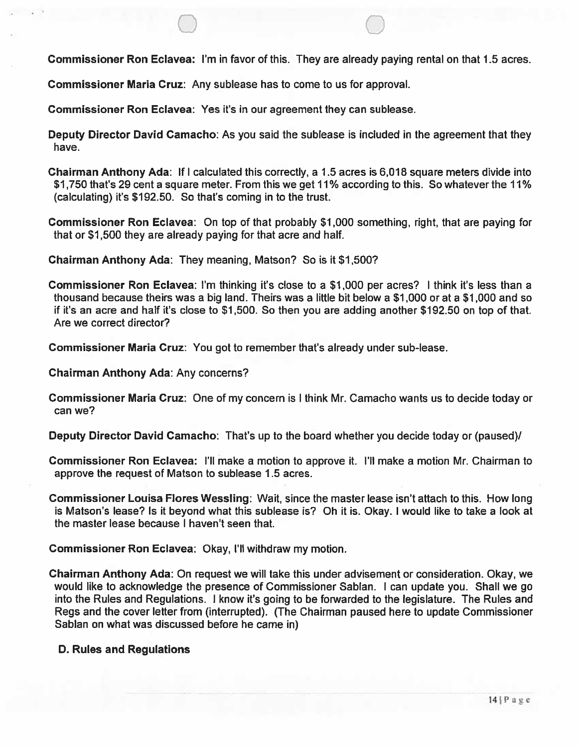**Commissioner Ron Eclavea:** I'm in favor of this. They are already paying rental on that 1.5 acres.

**Commissioner Maria Cruz**: Any sublease has to come to us for approval.

**Commissioner Ron Eclavea**: Yes it's in our agreement they can sublease.

**Deputy Director David Camacho**: As you said the sublease is included in the agreement that they have.

**Chairman Anthony Ada**: If I calculated this correctly, a 1.5 acres is 6,018 square meters divide into $1,750 that's 29 cent a square meter. From this we get 11% according to this. So whatever the 11% (calculating) it's $192.50. So that's coming in to the trust.

**Commissioner Ron Eclavea**: On top of that probably $1,000 something, right, that are paying for that or $1,500 they are already paying for that acre and half.

**Chairman Anthony Ada**: They meaning, Matson? So is it $1,500?

**Commissioner Ron Eclavea**: I'm thinking it's close to a $1,000 per acres? I think it's less than a thousand because theirs was a big land. Theirs was a little bit below a $1,000 or at a $1,000 and so if it's an acre and half it's close to $1,500. So then you are adding another $192.50 on top of that. Are we correct director?

**Commissioner Maria Cruz**: You got to remember that's already under sub-lease.

**Chairman Anthony Ada**: Any concerns?

**Commissioner Maria Cruz**: One of my concern is I think Mr. Camacho wants us to decide today or can we?

**Deputy Director David Camacho**: That's up to the board whether you decide today or (paused)/

**Commissioner Ron Eclavea:** I'll make a motion to approve it. I'll make a motion Mr. Chairman to approve the request of Matson to sublease 1.5 acres.

**Commissioner Louisa Flores Wessling**: Wait, since the master lease isn't attach to this. How long is Matson's lease? Is it beyond what this sublease is? Oh it is. Okay. I would like to take a look at the master lease because I haven't seen that.

**Commissioner Ron Eclavea**: Okay, I'll withdraw my motion.

**Chairman Anthony Ada**: On request we will take this under advisement or consideration. Okay, we would like to acknowledge the presence of Commissioner Sablan. I can update you. Shall we go into the Rules and Regulations. I know it's going to be forwarded to the legislature. The Rules and Regs and the cover letter from (interrupted). (The Chairman paused here to update Commissioner Sablan on what was discussed before he came in)

**D. Rules and Regulations**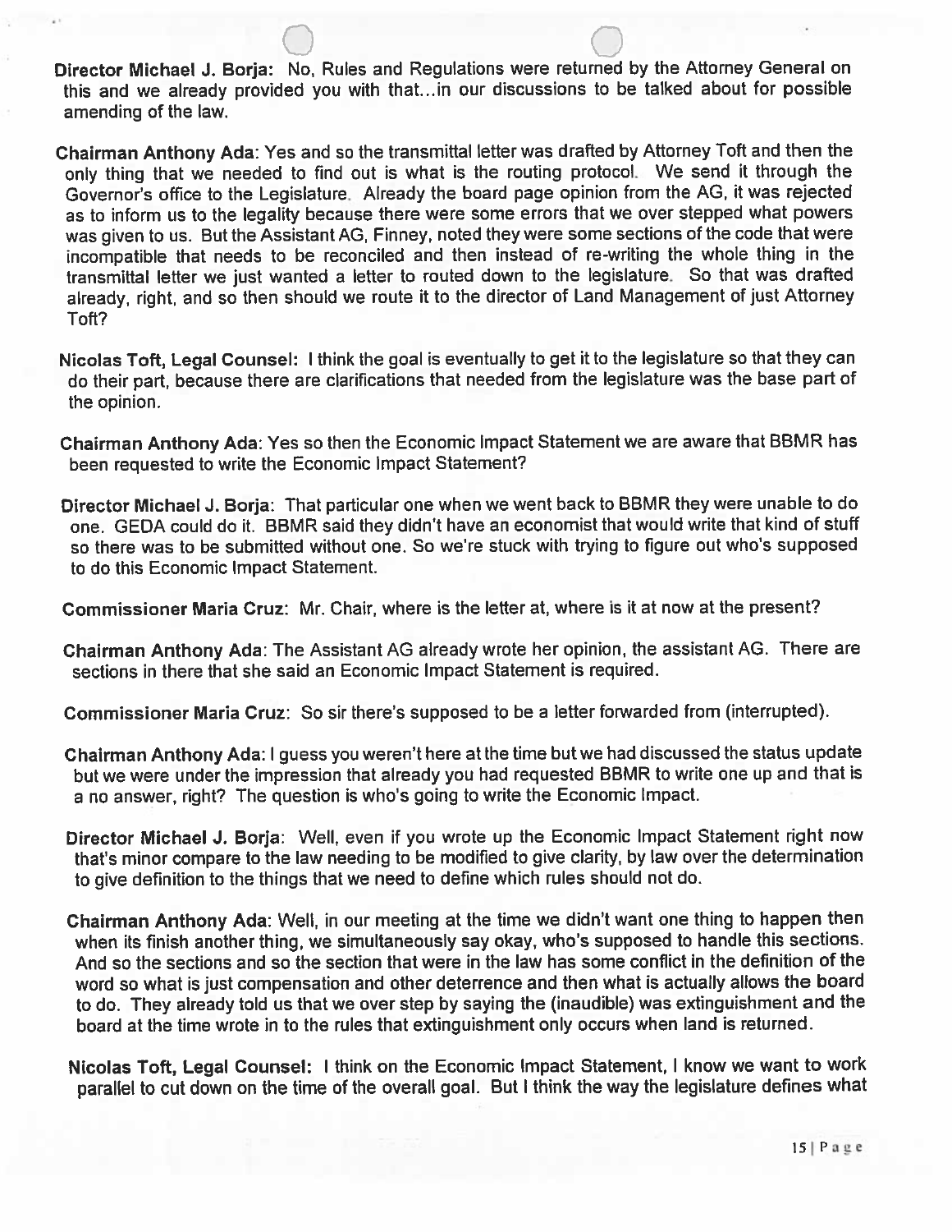**Director Michael J. Borja:** No, Rules and Regulations were returned by the Attorney General on this and we already provided you with that...in our discussions to be talked about for possible amending of the law.

**Chairman Anthony Ada**: Yes and so the transmittal letter was drafted by Attorney Toft and then the only thing that we needed to find out is what is the routing protocol. We send it through the Governor's office to the Legislature. Already the board page opinion from the AG, it was rejected as to inform us to the legality because there were some errors that we over stepped what powers was given to us. But the Assistant AG, Finney, noted they were some sections of the code that were incompatible that needs to be reconciled and then instead of re-writing the whole thing in the transmittal letter we just wanted a letter to routed down to the legislature. So that was drafted already, right, and so then should we route it to the director of Land Management of just Attorney Toft?

**Nicolas Toft, Legal Counsel:** I think the goal is eventually to get it to the legislature so that they can do their part, because there are clarifications that needed from the legislature was the base part of the opinion.

**Chairman Anthony Ada**: Yes so then the Economic Impact Statement we are aware that BBMR has been requested to write the Economic Impact Statement?

**Director Michael J. Borja**: That particular one when we went back to BBMR they were unable to do one. GEDA could do it. BBMR said they didn't have an economist that would write that kind of stuff so there was to be submitted without one. So we're stuck with trying to figure out who's supposed to do this Economic Impact Statement.

**Commissioner Maria Cruz**: Mr. Chair, where is the letter at, where is it at now at the present?

**Chairman Anthony Ada**: The Assistant AG already wrote her opinion, the assistant AG. There are sections in there that she said an Economic Impact Statement is required.

**Commissioner Maria Cruz**: So sir there's supposed to be a letter forwarded from (interrupted).

**Chairman Anthony Ada**: I guess you weren't here at the time but we had discussed the status update but we were under the impression that already you had requested BBMR to write one up and that is a no answer, right? The question is who's going to write the Economic Impact.

**Director Michael J. Borja**: Well, even if you wrote up the Economic Impact Statement right now that's minor compare to the law needing to be modified to give clarity, by law over the determination to give definition to the things that we need to define which rules should not do.

**Chairman Anthony Ada**: Well, in our meeting at the time we didn't want one thing to happen then when its finish another thing, we simultaneously say okay, who's supposed to handle this sections. And so the sections and so the section that were in the law has some conflict in the definition of the word so what is just compensation and other deterrence and then what is actually allows the board to do. They already told us that we over step by saying the (inaudible) was extinguishment and the board at the time wrote in to the rules that extinguishment only occurs when land is returned.

**Nicolas Toft, Legal Counsel:** I think on the Economic Impact Statement, I know we want to work parallel to cut down on the time of the overall goal. But I think the way the legislature defines what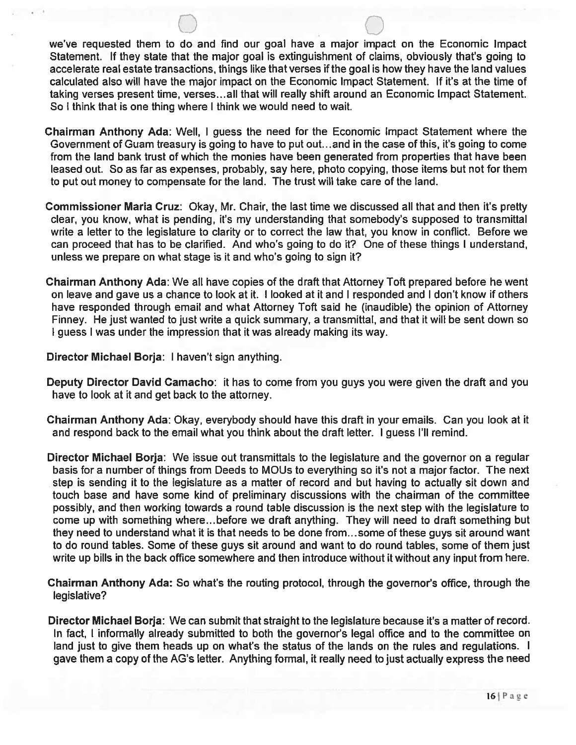we've requested them to do and find our goal have a major impact on the Economic Impact Statement. If they state that the major goal is extinguishment of claims, obviously that's going to accelerate real estate transactions, things like that verses if the goal is how they have the land values calculated also will have the major impact on the Economic Impact Statement. If it's at the time of taking verses present time, verses...all that will really shift around an Economic Impact Statement. So I think that is one thing where I think we would need to wait.

**Chairman Anthony Ada**: Well, I guess the need for the Economic Impact Statement where the Government of Guam treasury is going to have to put out...and in the case of this, it's going to come from the land bank trust of which the monies have been generated from properties that have been leased out. So as far as expenses, probably, say here, photo copying, those items but not for them to put out money to compensate for the land. The trust will take care of the land.

**Commissioner Maria Cruz**: Okay, Mr. Chair, the last time we discussed all that and then it's pretty clear, you know, what is pending, it's my understanding that somebody's supposed to transmittal write a letter to the legislature to clarity or to correct the law that, you know in conflict. Before we can proceed that has to be clarified. And who's going to do it? One of these things I understand, unless we prepare on what stage is it and who's going to sign it?

**Chairman Anthony Ada**: We all have copies of the draft that Attorney Toft prepared before he went on leave and gave us a chance to look at it. I looked at it and I responded and I don't know if others have responded through email and what Attorney Toft said he (inaudible) the opinion of Attorney Finney. He just wanted to just write a quick summary, a transmittal, and that it will be sent down so I guess I was under the impression that it was already making its way.

**Director Michael Borja**: I haven't sign anything.

**Deputy Director David Camacho**: it has to come from you guys you were given the draft and you have to look at it and get back to the attorney.

**Chairman Anthony Ada**: Okay, everybody should have this draft in your emails. Can you look at it and respond back to the email what you think about the draft letter. I guess I'll remind.

**Director Michael Borja**: We issue out transmittals to the legislature and the governor on a regular basis for a number of things from Deeds to MOUs to everything so it's not a major factor. The next step is sending it to the legislature as a matter of record and but having to actually sit down and touch base and have some kind of preliminary discussions with the chairman of the committee possibly, and then working towards a round table discussion is the next step with the legislature to come up with something where...before we draft anything. They will need to draft something but they need to understand what it is that needs to be done from...some of these guys sit around want to do round tables. Some of these guys sit around and want to do round tables, some of them just write up bills in the back office somewhere and then introduce without it without any input from here.

**Chairman Anthony Ada:** So what's the routing protocol, through the governor's office, through the legislative?

**Director Michael Borja**: We can submit that straight to the legislature because it's a matter of record. In fact, I informally already submitted to both the governor's legal office and to the committee on land just to give them heads up on what's the status of the lands on the rules and regulations. I gave them a copy of the AG's letter. Anything formal, it really need to just actually express the need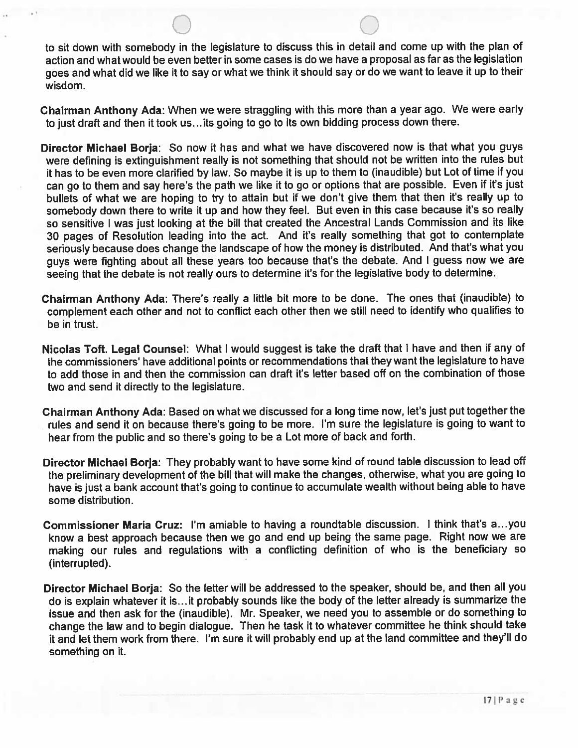to sit down with somebody in the legislature to discuss this in detail and come up with the plan of action and what would be even better in some cases is do we have a proposal as far as the legislation goes and what did we like it to say or what we think it should say or do we want to leave it up to their wisdom.

**Chairman Anthony Ada**: When we were straggling with this more than a year ago. We were early to just draft and then it took us...its going to go to its own bidding process down there.

**Director Michael Borja**: So now it has and what we have discovered now is that what you guys were defining is extinguishment really is not something that should not be written into the rules but it has to be even more clarified by law. So maybe it is up to them to (inaudible) but Lot of time if you can go to them and say here's the path we like it to go or options that are possible. Even if it's just bullets of what we are hoping to try to attain but if we don't give them that then it's really up to somebody down there to write it up and how they feel. But even in this case because it's so really so sensitive I was just looking at the bill that created the Ancestral Lands Commission and its like 30 pages of Resolution leading into the act. And it's really something that got to contemplate seriously because does change the landscape of how the money is distributed. And that's what you guys were fighting about all these years too because that's the debate. And I guess now we are seeing that the debate is not really ours to determine it's for the legislative body to determine.

**Chairman Anthony Ada**: There's really a little bit more to be done. The ones that (inaudible) to complement each other and not to conflict each other then we still need to identify who qualifies to be in trust.

**Nicolas Toft. Legal Counsel**: What I would suggest is take the draft that I have and then if any of the commissioners' have additional points or recommendations that they want the legislature to have to add those in and then the commission can draft it's letter based off on the combination of those two and send it directly to the legislature.

**Chairman Anthony Ada**: Based on what we discussed for a long time now, let's just put together the rules and send it on because there's going to be more. I'm sure the legislature is going to want to hear from the public and so there's going to be a Lot more of back and forth.

**Director Michael Borja**: They probably want to have some kind of round table discussion to lead off the preliminary development of the bill that will make the changes, otherwise, what you are going to have is just a bank account that's going to continue to accumulate wealth without being able to have some distribution.

**Commissioner Maria Cruz:** I'm amiable to having a roundtable discussion. I think that's a...you know a best approach because then we go and end up being the same page. Right now we are making our rules and regulations with a conflicting definition of who is the beneficiary so (interrupted).

**Director Michael Borja**: So the letter will be addressed to the speaker, should be, and then all you do is explain whatever it is...it probably sounds like the body of the letter already is summarize the issue and then ask for the (inaudible). Mr. Speaker, we need you to assemble or do something to change the law and to begin dialogue. Then he task it to whatever committee he think should take it and let them work from there. I'm sure it will probably end up at the land committee and they'll do something on it.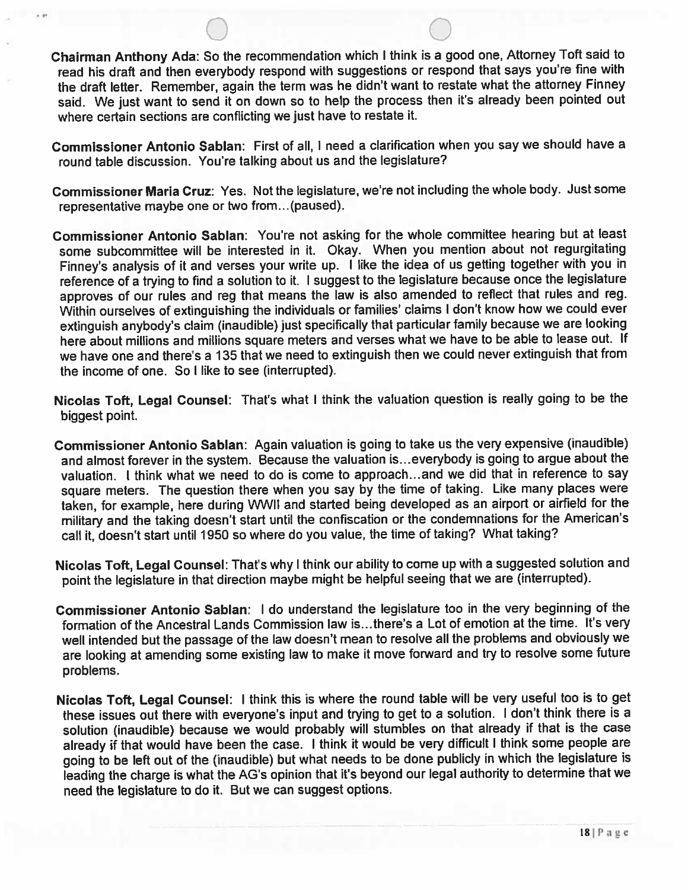**Chairman Anthony Ada**: So the recommendation which I think is a good one, Attorney Toft said to read his draft and then everybody respond with suggestions or respond that says you're fine with the draft letter. Remember, again the term was he didn't want to restate what the attorney Finney said. We just want to send it on down so to help the process then it's already been pointed out where certain sections are conflicting we just have to restate it.

**Commissioner Antonio Sablan**: First of all, I need a clarification when you say we should have a round table discussion. You're talking about us and the legislature?

**Commissioner Maria Cruz**: Yes. Not the legislature, we're not including the whole body. Just some representative maybe one or two from…(paused).

**Commissioner Antonio Sablan**: You're not asking for the whole committee hearing but at least some subcommittee will be interested in it. Okay. When you mention about not regurgitating Finney's analysis of it and verses your write up. I like the idea of us getting together with you in reference of a trying to find a solution to it. I suggest to the legislature because once the legislature approves of our rules and reg that means the law is also amended to reflect that rules and reg. Within ourselves of extinguishing the individuals or families' claims I don't know how we could ever extinguish anybody's claim (inaudible) just specifically that particular family because we are looking here about millions and millions square meters and verses what we have to be able to lease out. If we have one and there's a 135 that we need to extinguish then we could never extinguish that from the income of one. So I like to see (interrupted).

**Nicolas Toft, Legal Counsel**: That's what I think the valuation question is really going to be the biggest point.

**Commissioner Antonio Sablan**: Again valuation is going to take us the very expensive (inaudible) and almost forever in the system. Because the valuation is…everybody is going to argue about the valuation. I think what we need to do is come to approach…and we did that in reference to say square meters. The question there when you say by the time of taking. Like many places were taken, for example, here during WWII and started being developed as an airport or airfield for the military and the taking doesn't start until the confiscation or the condemnations for the American's call it, doesn't start until 1950 so where do you value, the time of taking? What taking?

**Nicolas Toft, Legal Counsel**: That's why I think our ability to come up with a suggested solution and point the legislature in that direction maybe might be helpful seeing that we are (interrupted).

**Commissioner Antonio Sablan**: I do understand the legislature too in the very beginning of the formation of the Ancestral Lands Commission law is…there's a Lot of emotion at the time. It's very well intended but the passage of the law doesn't mean to resolve all the problems and obviously we are looking at amending some existing law to make it move forward and try to resolve some future problems.

**Nicolas Toft, Legal Counsel**: I think this is where the round table will be very useful too is to get these issues out there with everyone's input and trying to get to a solution. I don't think there is a solution (inaudible) because we would probably will stumbles on that already if that is the case already if that would have been the case. I think it would be very difficult I think some people are going to be left out of the (inaudible) but what needs to be done publicly in which the legislature is leading the charge is what the AG's opinion that it's beyond our legal authority to determine that we need the legislature to do it. But we can suggest options.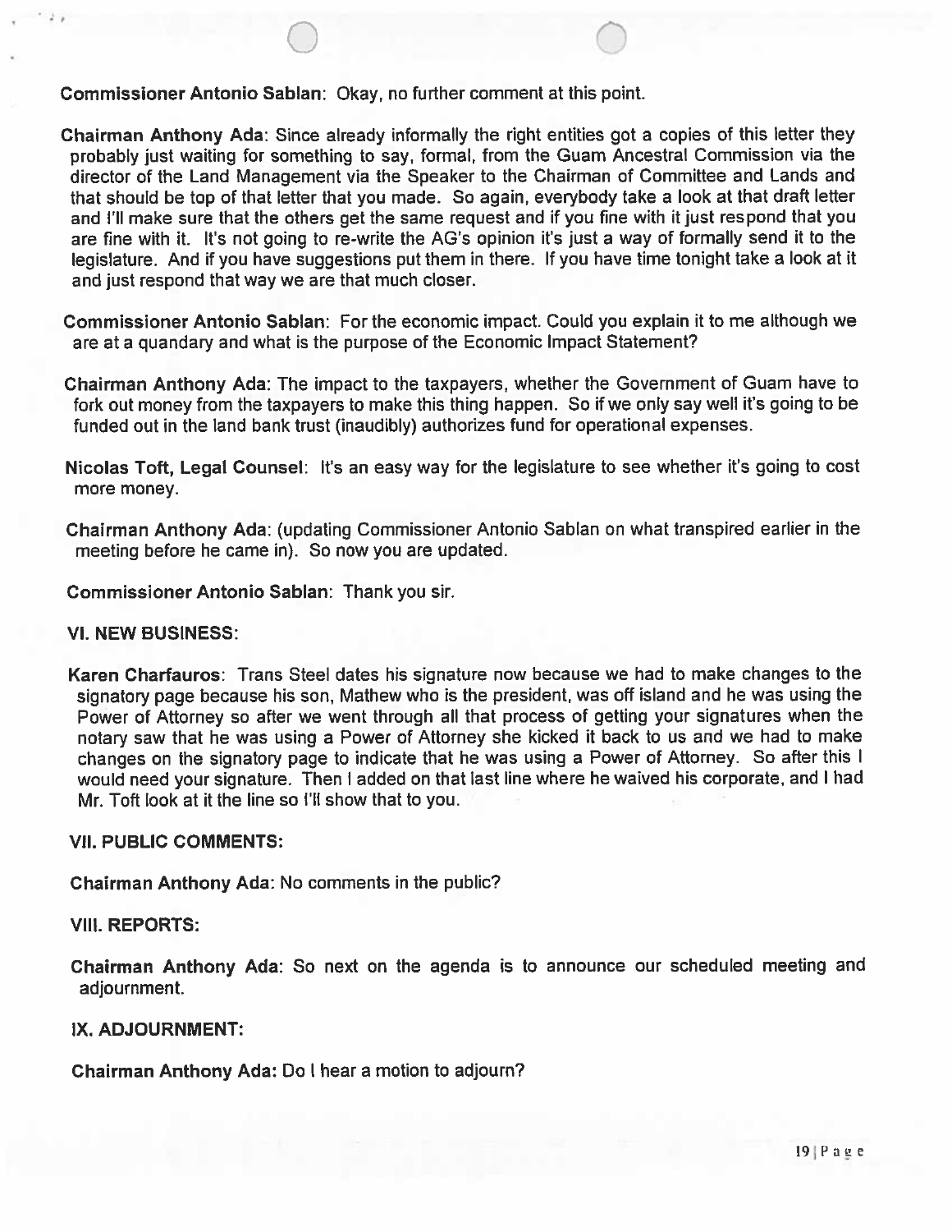**Commissioner Antonio Sablan**: Okay, no further comment at this point.

**Chairman Anthony Ada**: Since already informally the right entities got a copies of this letter they probably just waiting for something to say, formal, from the Guam Ancestral Commission via the director of the Land Management via the Speaker to the Chairman of Committee and Lands and that should be top of that letter that you made. So again, everybody take a look at that draft letter and I'll make sure that the others get the same request and if you fine with it just respond that you are fine with it. It's not going to re-write the AG's opinion it's just a way of formally send it to the legislature. And if you have suggestions put them in there. If you have time tonight take a look at it and just respond that way we are that much closer.

**Commissioner Antonio Sablan**: For the economic impact. Could you explain it to me although we are at a quandary and what is the purpose of the Economic Impact Statement?

**Chairman Anthony Ada**: The impact to the taxpayers, whether the Government of Guam have to fork out money from the taxpayers to make this thing happen. So if we only say well it's going to be funded out in the land bank trust (inaudibly) authorizes fund for operational expenses.

**Nicolas Toft, Legal Counsel**: It's an easy way for the legislature to see whether it's going to cost more money.

**Chairman Anthony Ada**: (updating Commissioner Antonio Sablan on what transpired earlier in the meeting before he came in). So now you are updated.

**Commissioner Antonio Sablan**: Thank you sir.

**VI. NEW BUSINESS:**

**Karen Charfauros**: Trans Steel dates his signature now because we had to make changes to the signatory page because his son, Mathew who is the president, was off island and he was using the Power of Attorney so after we went through all that process of getting your signatures when the notary saw that he was using a Power of Attorney she kicked it back to us and we had to make changes on the signatory page to indicate that he was using a Power of Attorney. So after this I would need your signature. Then I added on that last line where he waived his corporate, and I had Mr. Toft look at it the line so I'll show that to you.

**VII. PUBLIC COMMENTS:**

**Chairman Anthony Ada**: No comments in the public?

**VIII. REPORTS:**

**Chairman Anthony Ada**: So next on the agenda is to announce our scheduled meeting and adjournment.

**IX. ADJOURNMENT:**

**Chairman Anthony Ada:** Do I hear a motion to adjourn?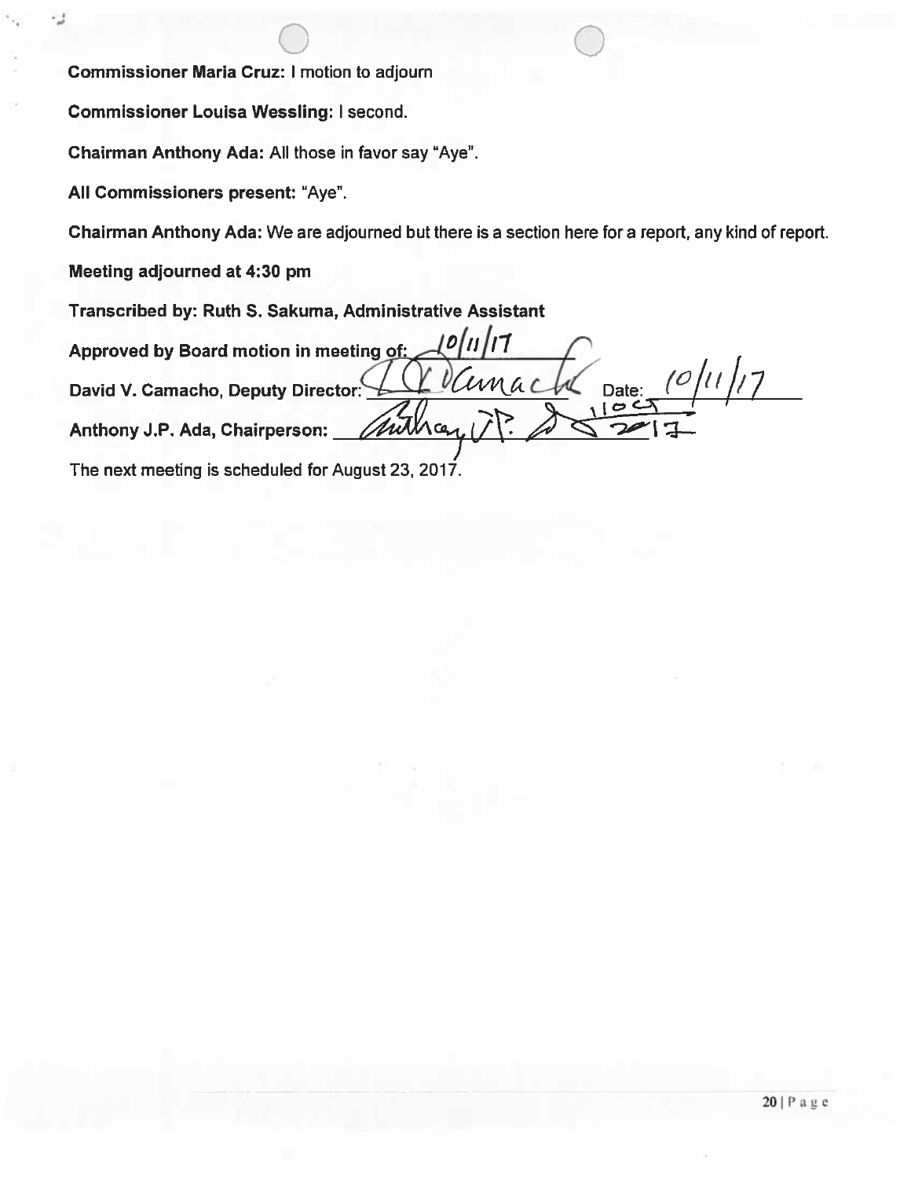**Commissioner Maria Cruz:** I motion to adjourn

**Commissioner Louisa Wessling:** I second.

**Chairman Anthony Ada:** All those in favor say "Aye".

**All Commissioners present:** "Aye".

**Chairman Anthony Ada:** We are adjourned but there is a section here for a report, any kind of report.

**Meeting adjourned at 4:30 pm**

**Transcribed by: Ruth S. Sakuma, Administrative Assistant**

**Approved by Board motion in meeting of:** 10/11/17

**David V. Camacho, Deputy Director:** D.V. Camacho Date: 10/11/17

**Anthony J.P. Ada, Chairperson:** Anthony J.P. Ada 1105 2017

The next meeting is scheduled for August 23, 2017.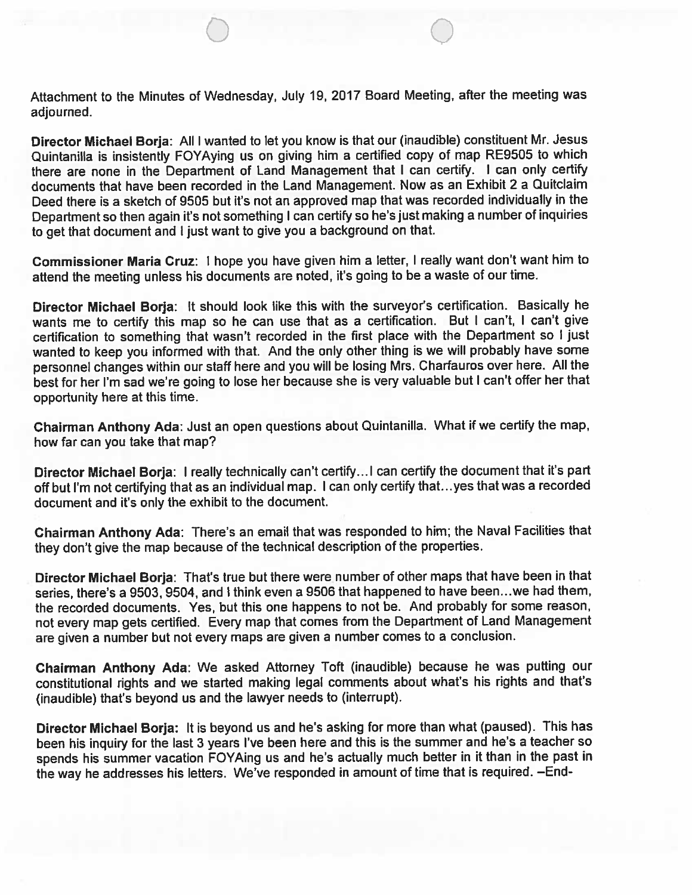Attachment to the Minutes of Wednesday, July 19, 2017 Board Meeting, after the meeting was adjourned.

**Director Michael Borja**: All I wanted to let you know is that our (inaudible) constituent Mr. Jesus Quintanilla is insistently FOYAying us on giving him a certified copy of map RE9505 to which there are none in the Department of Land Management that I can certify. I can only certify documents that have been recorded in the Land Management. Now as an Exhibit 2 a Quitclaim Deed there is a sketch of 9505 but it's not an approved map that was recorded individually in the Department so then again it's not something I can certify so he's just making a number of inquiries to get that document and I just want to give you a background on that.

**Commissioner Maria Cruz**: I hope you have given him a letter, I really want don't want him to attend the meeting unless his documents are noted, it's going to be a waste of our time.

**Director Michael Borja**: It should look like this with the surveyor's certification. Basically he wants me to certify this map so he can use that as a certification. But I can't, I can't give certification to something that wasn't recorded in the first place with the Department so I just wanted to keep you informed with that. And the only other thing is we will probably have some personnel changes within our staff here and you will be losing Mrs. Charfauros over here. All the best for her I'm sad we're going to lose her because she is very valuable but I can't offer her that opportunity here at this time.

**Chairman Anthony Ada**: Just an open questions about Quintanilla. What if we certify the map, how far can you take that map?

**Director Michael Borja**: I really technically can't certify…I can certify the document that it's part off but I'm not certifying that as an individual map. I can only certify that…yes that was a recorded document and it's only the exhibit to the document.

**Chairman Anthony Ada**: There's an email that was responded to him; the Naval Facilities that they don't give the map because of the technical description of the properties.

**Director Michael Borja**: That's true but there were number of other maps that have been in that series, there's a 9503, 9504, and I think even a 9506 that happened to have been…we had them, the recorded documents. Yes, but this one happens to not be. And probably for some reason, not every map gets certified. Every map that comes from the Department of Land Management are given a number but not every maps are given a number comes to a conclusion.

**Chairman Anthony Ada**: We asked Attorney Toft (inaudible) because he was putting our constitutional rights and we started making legal comments about what's his rights and that's (inaudible) that's beyond us and the lawyer needs to (interrupt).

**Director Michael Borja:** It is beyond us and he's asking for more than what (paused). This has been his inquiry for the last 3 years I've been here and this is the summer and he's a teacher so spends his summer vacation FOYAing us and he's actually much better in it than in the past in the way he addresses his letters. We've responded in amount of time that is required. –End-